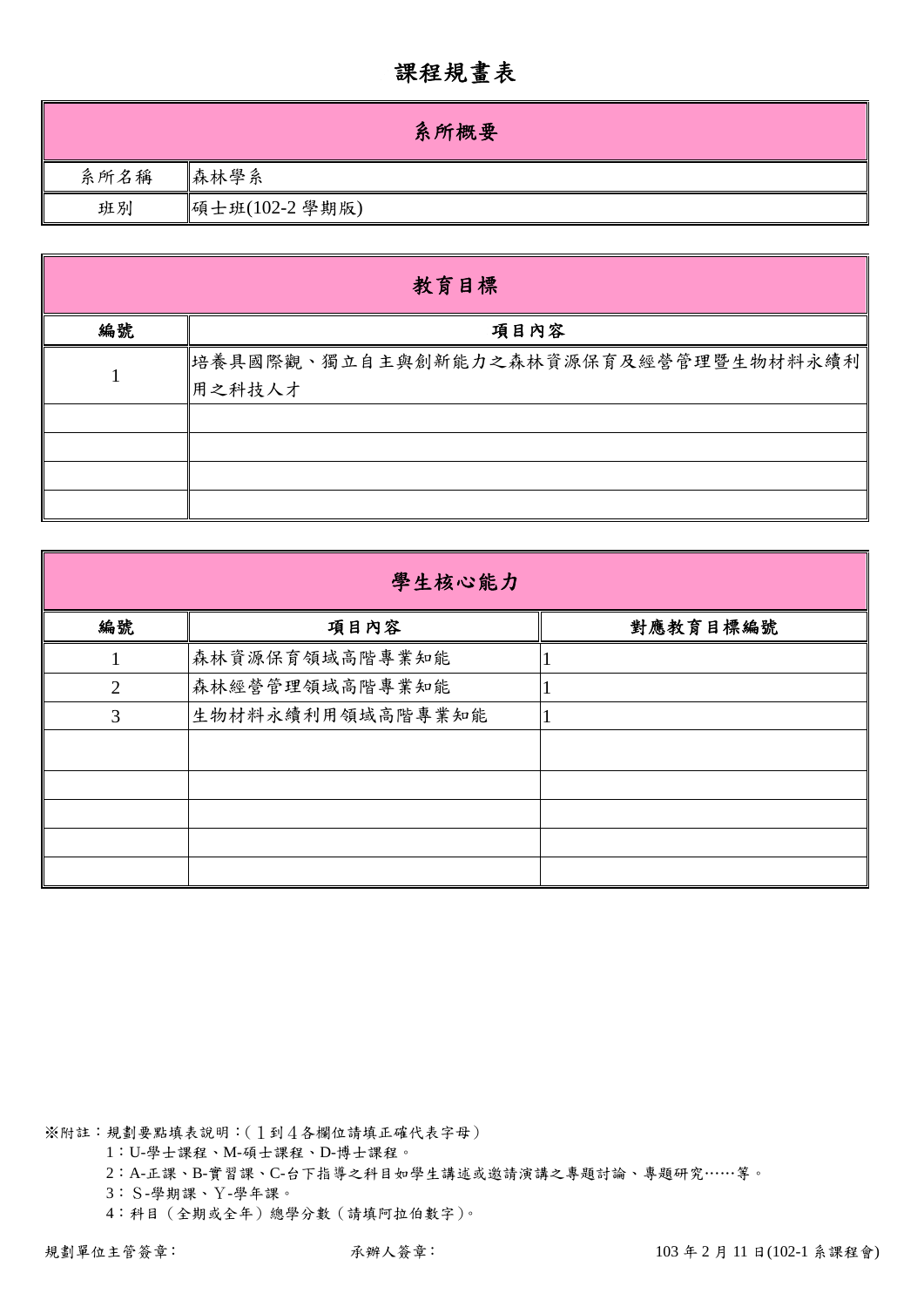# 課程規畫表

| 系所概要 | |
|---|---|
| 系所名稱 | 森林學系 |
| 班別 | 碩士班(102-2 學期版) |

| 教育目標 | |
|---|---|
| 編號 | 項目內容 |
| 1 | 培養具國際觀、獨立自主與創新能力之森林資源保育及經營管理暨生物材料永續利用之科技人才 |
| | |
| | |
| | |
| | |

| 學生核心能力 | | |
|---|---|---|
| 編號 | 項目內容 | 對應教育目標編號 |
| 1 | 森林資源保育領域高階專業知能 | 1 |
| 2 | 森林經營管理領域高階專業知能 | 1 |
| 3 | 生物材料永續利用領域高階專業知能 | 1 |
| | | |
| | | |
| | | |
| | | |
| | | |

※附註：規劃要點填表說明：(１到４各欄位請填正確代表字母)

1：U-學士課程、M-碩士課程、D-博士課程。

2：A-正課、B-實習課、C-台下指導之科目如學生講述或邀請演講之專題討論、專題研究……等。

3：Ｓ-學期課、Ｙ-學年課。

4：科目（全期或全年）總學分數（請填阿拉伯數字)。

規劃單位主管簽章：　　　　承辦人簽章：　　　　103 年 2 月 11 日(102-1 系課程會)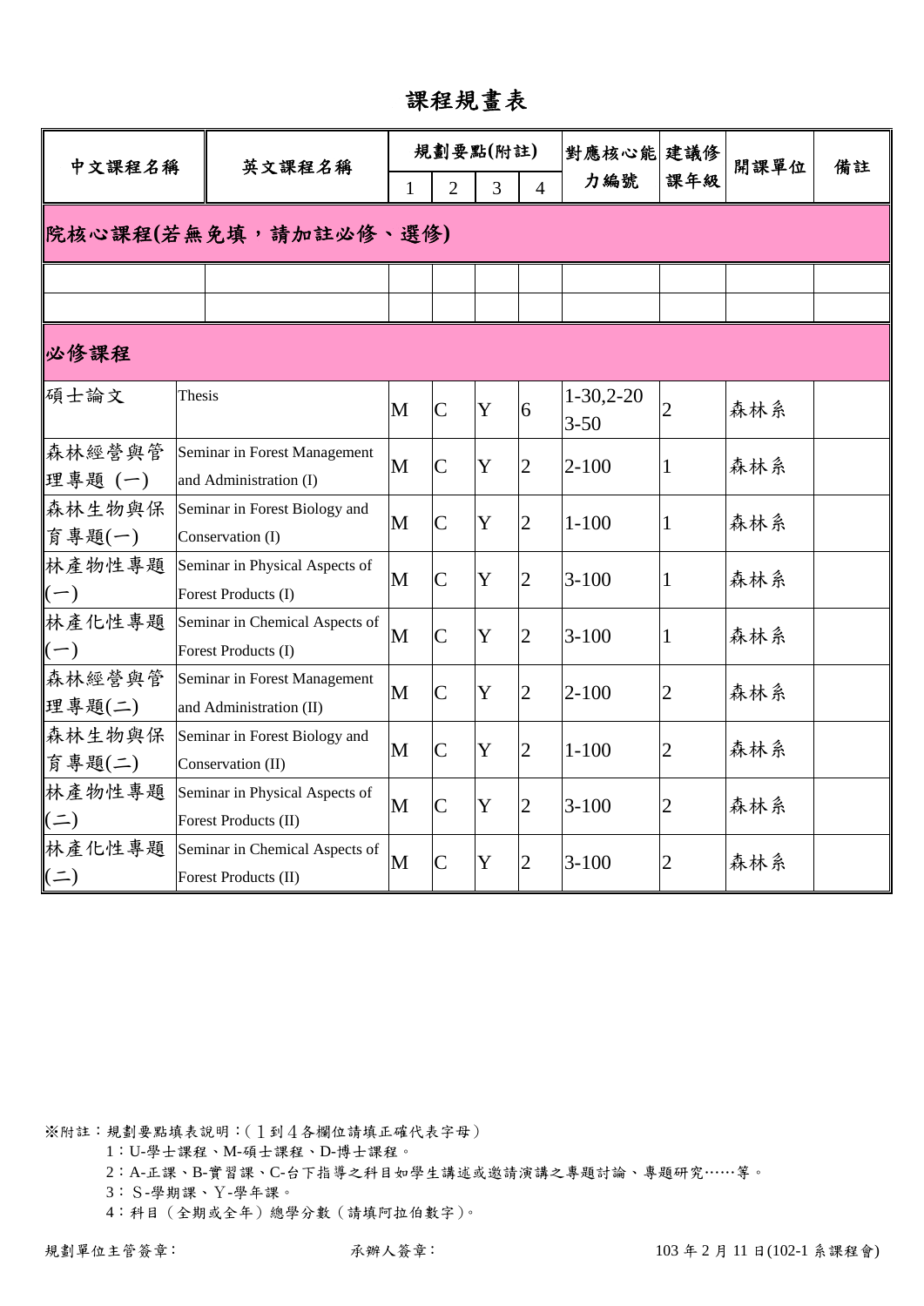# 課程規畫表

| 中文課程名稱 | 英文課程名稱 | 規劃要點(附註) | | | | 對應核心能力編號 | 建議修課年級 | 開課單位 | 備註 |
|---|---|---|---|---|---|---|---|---|---|
| | | 1 | 2 | 3 | 4 | | | | |
| **院核心課程(若無免填，請加註必修、選修)** | | | | | | | | | |
| | | | | | | | | | |
| | | | | | | | | | |
| **必修課程** | | | | | | | | | |
| 碩士論文 | Thesis | M | C | Y | 6 | 1-30,2-20 3-50 | 2 | 森林系 | |
| 森林經營與管理專題 (一) | Seminar in Forest Management and Administration (I) | M | C | Y | 2 | 2-100 | 1 | 森林系 | |
| 森林生物與保育專題(一) | Seminar in Forest Biology and Conservation (I) | M | C | Y | 2 | 1-100 | 1 | 森林系 | |
| 林產物性專題(一) | Seminar in Physical Aspects of Forest Products (I) | M | C | Y | 2 | 3-100 | 1 | 森林系 | |
| 林產化性專題(一) | Seminar in Chemical Aspects of Forest Products (I) | M | C | Y | 2 | 3-100 | 1 | 森林系 | |
| 森林經營與管理專題(二) | Seminar in Forest Management and Administration (II) | M | C | Y | 2 | 2-100 | 2 | 森林系 | |
| 森林生物與保育專題(二) | Seminar in Forest Biology and Conservation (II) | M | C | Y | 2 | 1-100 | 2 | 森林系 | |
| 林產物性專題(二) | Seminar in Physical Aspects of Forest Products (II) | M | C | Y | 2 | 3-100 | 2 | 森林系 | |
| 林產化性專題(二) | Seminar in Chemical Aspects of Forest Products (II) | M | C | Y | 2 | 3-100 | 2 | 森林系 | |

※附註：規劃要點填表說明：(１到４各欄位請填正確代表字母)

1：U-學士課程、M-碩士課程、D-博士課程。

2：A-正課、B-實習課、C-台下指導之科目如學生講述或邀請演講之專題討論、專題研究……等。

3：Ｓ-學期課、Ｙ-學年課。

4：科目（全期或全年）總學分數（請填阿拉伯數字)。

規劃單位主管簽章：　　　　承辦人簽章：　　　　103 年 2 月 11 日(102-1 系課程會)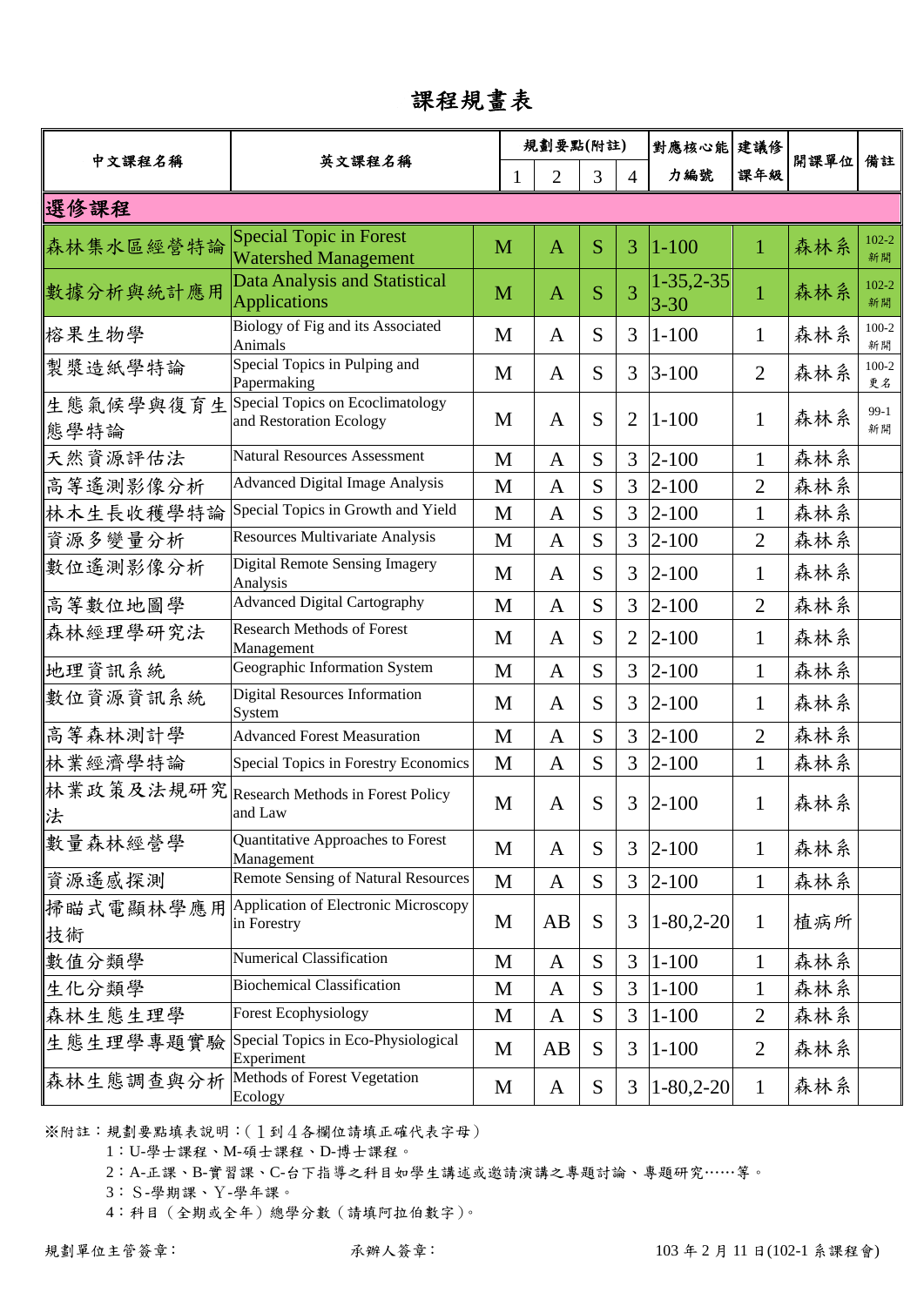# 課程規畫表

| 中文課程名稱 | 英文課程名稱 | 規劃要點(附註) | | | | 對應核心能力編號 | 建議修課年級 | 開課單位 | 備註 |
|---|---|---|---|---|---|---|---|---|---|
| | | 1 | 2 | 3 | 4 | | | | |
| **選修課程** | | | | | | | | | |
| 森林集水區經營特論 | Special Topic in Forest Watershed Management | M | A | S | 3 | 1-100 | 1 | 森林系 | 102-2 新開 |
| 數據分析與統計應用 | Data Analysis and Statistical Applications | M | A | S | 3 | 1-35,2-35 3-30 | 1 | 森林系 | 102-2 新開 |
| 榕果生物學 | Biology of Fig and its Associated Animals | M | A | S | 3 | 1-100 | 1 | 森林系 | 100-2 新開 |
| 製漿造紙學特論 | Special Topics in Pulping and Papermaking | M | A | S | 3 | 3-100 | 2 | 森林系 | 100-2 更名 |
| 生態氣候學與復育生態學特論 | Special Topics on Ecoclimatology and Restoration Ecology | M | A | S | 2 | 1-100 | 1 | 森林系 | 99-1 新開 |
| 天然資源評估法 | Natural Resources Assessment | M | A | S | 3 | 2-100 | 1 | 森林系 | |
| 高等遙測影像分析 | Advanced Digital Image Analysis | M | A | S | 3 | 2-100 | 2 | 森林系 | |
| 林木生長收穫學特論 | Special Topics in Growth and Yield | M | A | S | 3 | 2-100 | 1 | 森林系 | |
| 資源多變量分析 | Resources Multivariate Analysis | M | A | S | 3 | 2-100 | 2 | 森林系 | |
| 數位遙測影像分析 | Digital Remote Sensing Imagery Analysis | M | A | S | 3 | 2-100 | 1 | 森林系 | |
| 高等數位地圖學 | Advanced Digital Cartography | M | A | S | 3 | 2-100 | 2 | 森林系 | |
| 森林經理學研究法 | Research Methods of Forest Management | M | A | S | 2 | 2-100 | 1 | 森林系 | |
| 地理資訊系統 | Geographic Information System | M | A | S | 3 | 2-100 | 1 | 森林系 | |
| 數位資源資訊系統 | Digital Resources Information System | M | A | S | 3 | 2-100 | 1 | 森林系 | |
| 高等森林測計學 | Advanced Forest Measuration | M | A | S | 3 | 2-100 | 2 | 森林系 | |
| 林業經濟學特論 | Special Topics in Forestry Economics | M | A | S | 3 | 2-100 | 1 | 森林系 | |
| 林業政策及法規研究法 | Research Methods in Forest Policy and Law | M | A | S | 3 | 2-100 | 1 | 森林系 | |
| 數量森林經營學 | Quantitative Approaches to Forest Management | M | A | S | 3 | 2-100 | 1 | 森林系 | |
| 資源遙感探測 | Remote Sensing of Natural Resources | M | A | S | 3 | 2-100 | 1 | 森林系 | |
| 掃瞄式電顯林學應用技術 | Application of Electronic Microscopy in Forestry | M | AB | S | 3 | 1-80,2-20 | 1 | 植病所 | |
| 數值分類學 | Numerical Classification | M | A | S | 3 | 1-100 | 1 | 森林系 | |
| 生化分類學 | Biochemical Classification | M | A | S | 3 | 1-100 | 1 | 森林系 | |
| 森林生態生理學 | Forest Ecophysiology | M | A | S | 3 | 1-100 | 2 | 森林系 | |
| 生態生理學專題實驗 | Special Topics in Eco-Physiological Experiment | M | AB | S | 3 | 1-100 | 2 | 森林系 | |
| 森林生態調查與分析 | Methods of Forest Vegetation Ecology | M | A | S | 3 | 1-80,2-20 | 1 | 森林系 | |

※附註：規劃要點填表說明：(1到4各欄位請填正確代表字母)

1：U-學士課程、M-碩士課程、D-博士課程。

2：A-正課、B-實習課、C-台下指導之科目如學生講述或邀請演講之專題討論、專題研究……等。

3：S-學期課、Y-學年課。

4：科目（全期或全年）總學分數（請填阿拉伯數字）。

規劃單位主管簽章：　　　　承辦人簽章：　　　　103 年 2 月 11 日(102-1 系課程會)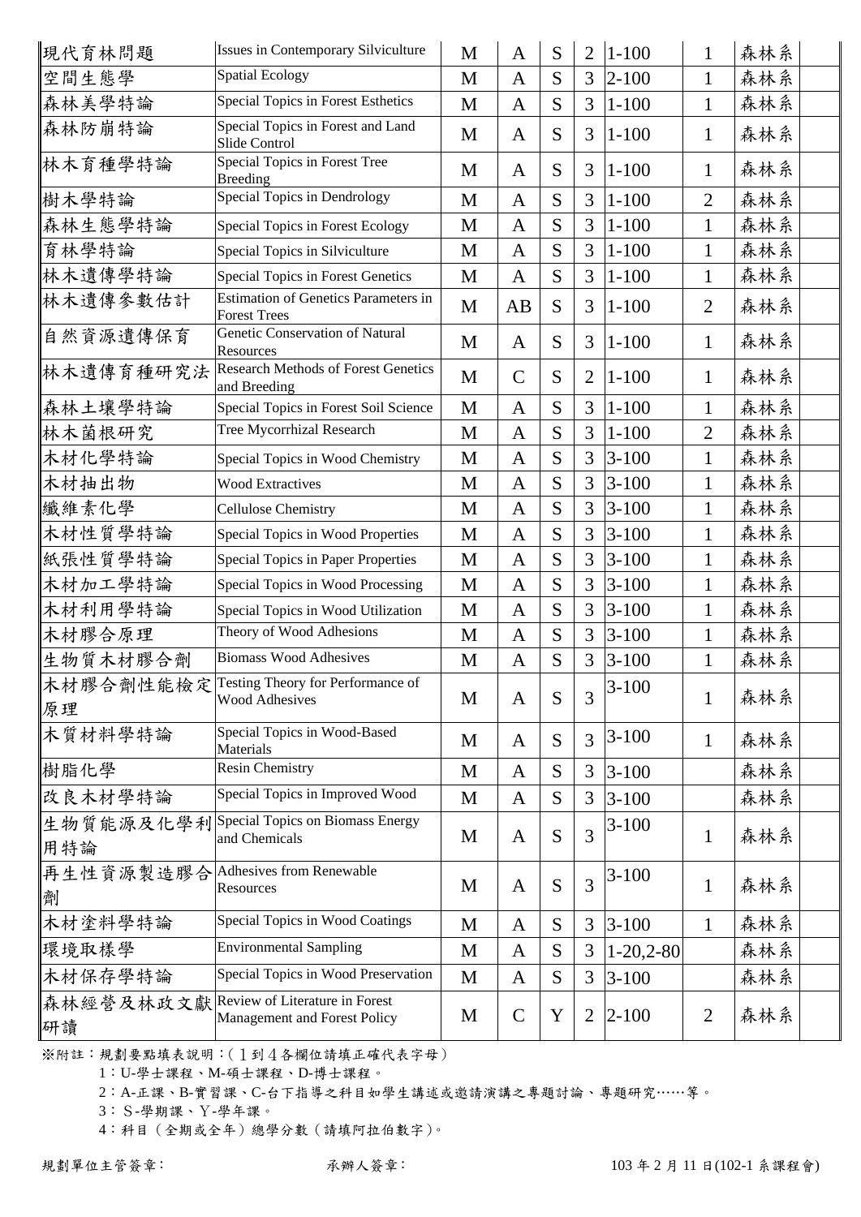| 現代育林問題 | Issues in Contemporary Silviculture | M | A | S | 2 | 1-100 | 1 | 森林系 | |
|---|---|---|---|---|---|---|---|---|---|
| 空間生態學 | Spatial Ecology | M | A | S | 3 | 2-100 | 1 | 森林系 | |
| 森林美學特論 | Special Topics in Forest Esthetics | M | A | S | 3 | 1-100 | 1 | 森林系 | |
| 森林防崩特論 | Special Topics in Forest and Land Slide Control | M | A | S | 3 | 1-100 | 1 | 森林系 | |
| 林木育種學特論 | Special Topics in Forest Tree Breeding | M | A | S | 3 | 1-100 | 1 | 森林系 | |
| 樹木學特論 | Special Topics in Dendrology | M | A | S | 3 | 1-100 | 2 | 森林系 | |
| 森林生態學特論 | Special Topics in Forest Ecology | M | A | S | 3 | 1-100 | 1 | 森林系 | |
| 育林學特論 | Special Topics in Silviculture | M | A | S | 3 | 1-100 | 1 | 森林系 | |
| 林木遺傳學特論 | Special Topics in Forest Genetics | M | A | S | 3 | 1-100 | 1 | 森林系 | |
| 林木遺傳參數估計 | Estimation of Genetics Parameters in Forest Trees | M | AB | S | 3 | 1-100 | 2 | 森林系 | |
| 自然資源遺傳保育 | Genetic Conservation of Natural Resources | M | A | S | 3 | 1-100 | 1 | 森林系 | |
| 林木遺傳育種研究法 | Research Methods of Forest Genetics and Breeding | M | C | S | 2 | 1-100 | 1 | 森林系 | |
| 森林土壤學特論 | Special Topics in Forest Soil Science | M | A | S | 3 | 1-100 | 1 | 森林系 | |
| 林木菌根研究 | Tree Mycorrhizal Research | M | A | S | 3 | 1-100 | 2 | 森林系 | |
| 木材化學特論 | Special Topics in Wood Chemistry | M | A | S | 3 | 3-100 | 1 | 森林系 | |
| 木材抽出物 | Wood Extractives | M | A | S | 3 | 3-100 | 1 | 森林系 | |
| 纖維素化學 | Cellulose Chemistry | M | A | S | 3 | 3-100 | 1 | 森林系 | |
| 木材性質學特論 | Special Topics in Wood Properties | M | A | S | 3 | 3-100 | 1 | 森林系 | |
| 紙張性質學特論 | Special Topics in Paper Properties | M | A | S | 3 | 3-100 | 1 | 森林系 | |
| 木材加工學特論 | Special Topics in Wood Processing | M | A | S | 3 | 3-100 | 1 | 森林系 | |
| 木材利用學特論 | Special Topics in Wood Utilization | M | A | S | 3 | 3-100 | 1 | 森林系 | |
| 木材膠合原理 | Theory of Wood Adhesions | M | A | S | 3 | 3-100 | 1 | 森林系 | |
| 生物質木材膠合劑 | Biomass Wood Adhesives | M | A | S | 3 | 3-100 | 1 | 森林系 | |
| 木材膠合劑性能檢定原理 | Testing Theory for Performance of Wood Adhesives | M | A | S | 3 | 3-100 | 1 | 森林系 | |
| 木質材料學特論 | Special Topics in Wood-Based Materials | M | A | S | 3 | 3-100 | 1 | 森林系 | |
| 樹脂化學 | Resin Chemistry | M | A | S | 3 | 3-100 | | 森林系 | |
| 改良木材學特論 | Special Topics in Improved Wood | M | A | S | 3 | 3-100 | | 森林系 | |
| 生物質能源及化學利用特論 | Special Topics on Biomass Energy and Chemicals | M | A | S | 3 | 3-100 | 1 | 森林系 | |
| 再生性資源製造膠合劑 | Adhesives from Renewable Resources | M | A | S | 3 | 3-100 | 1 | 森林系 | |
| 木材塗料學特論 | Special Topics in Wood Coatings | M | A | S | 3 | 3-100 | 1 | 森林系 | |
| 環境取樣學 | Environmental Sampling | M | A | S | 3 | 1-20,2-80 | | 森林系 | |
| 木材保存學特論 | Special Topics in Wood Preservation | M | A | S | 3 | 3-100 | | 森林系 | |
| 森林經營及林政文獻研讀 | Review of Literature in Forest Management and Forest Policy | M | C | Y | 2 | 2-100 | 2 | 森林系 | |

※附註：規劃要點填表說明：(１到４各欄位請填正確代表字母)

1：U-學士課程、M-碩士課程、D-博士課程。

2：A-正課、B-實習課、C-台下指導之科目如學生講述或邀請演講之專題討論、專題研究……等。

3：Ｓ-學期課、Ｙ-學年課。

4：科目（全期或全年）總學分數（請填阿拉伯數字)。

規劃單位主管簽章： 承辦人簽章： 103 年 2 月 11 日(102-1 系課程會)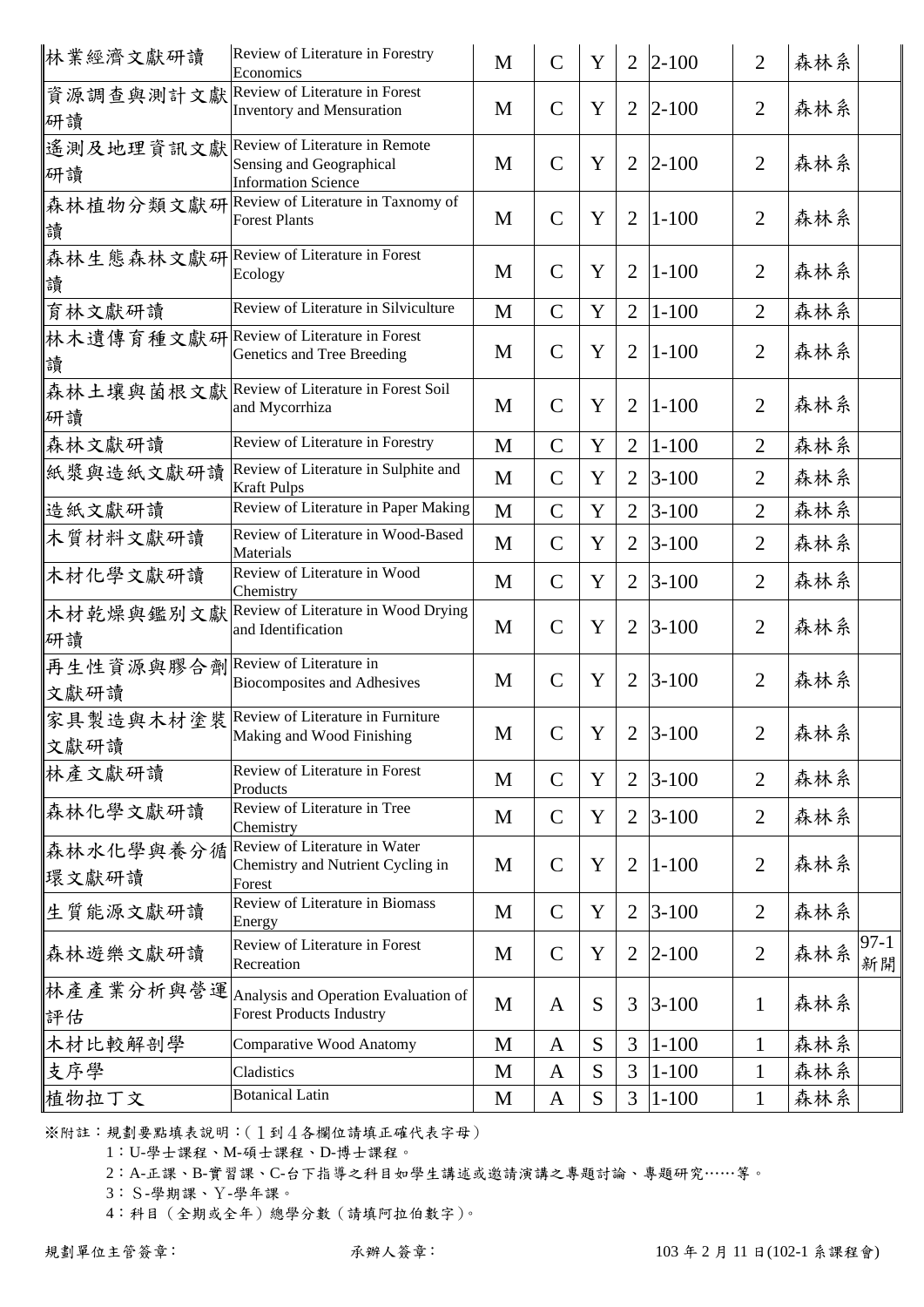| 林業經濟文獻研讀 | Review of Literature in Forestry Economics | M | C | Y | 2 | 2-100 | 2 | 森林系 | |
|---|---|---|---|---|---|---|---|---|---|
| 資源調查與測計文獻研讀 | Review of Literature in Forest Inventory and Mensuration | M | C | Y | 2 | 2-100 | 2 | 森林系 | |
| 遙測及地理資訊文獻研讀 | Review of Literature in Remote Sensing and Geographical Information Science | M | C | Y | 2 | 2-100 | 2 | 森林系 | |
| 森林植物分類文獻研讀 | Review of Literature in Taxnomy of Forest Plants | M | C | Y | 2 | 1-100 | 2 | 森林系 | |
| 森林生態森林文獻研讀 | Review of Literature in Forest Ecology | M | C | Y | 2 | 1-100 | 2 | 森林系 | |
| 育林文獻研讀 | Review of Literature in Silviculture | M | C | Y | 2 | 1-100 | 2 | 森林系 | |
| 林木遺傳育種文獻研讀 | Review of Literature in Forest Genetics and Tree Breeding | M | C | Y | 2 | 1-100 | 2 | 森林系 | |
| 森林土壤與菌根文獻研讀 | Review of Literature in Forest Soil and Mycorrhiza | M | C | Y | 2 | 1-100 | 2 | 森林系 | |
| 森林文獻研讀 | Review of Literature in Forestry | M | C | Y | 2 | 1-100 | 2 | 森林系 | |
| 紙漿與造紙文獻研讀 | Review of Literature in Sulphite and Kraft Pulps | M | C | Y | 2 | 3-100 | 2 | 森林系 | |
| 造紙文獻研讀 | Review of Literature in Paper Making | M | C | Y | 2 | 3-100 | 2 | 森林系 | |
| 木質材料文獻研讀 | Review of Literature in Wood-Based Materials | M | C | Y | 2 | 3-100 | 2 | 森林系 | |
| 木材化學文獻研讀 | Review of Literature in Wood Chemistry | M | C | Y | 2 | 3-100 | 2 | 森林系 | |
| 木材乾燥與鑑別文獻研讀 | Review of Literature in Wood Drying and Identification | M | C | Y | 2 | 3-100 | 2 | 森林系 | |
| 再生性資源與膠合劑文獻研讀 | Review of Literature in Biocomposites and Adhesives | M | C | Y | 2 | 3-100 | 2 | 森林系 | |
| 家具製造與木材塗裝文獻研讀 | Review of Literature in Furniture Making and Wood Finishing | M | C | Y | 2 | 3-100 | 2 | 森林系 | |
| 林產文獻研讀 | Review of Literature in Forest Products | M | C | Y | 2 | 3-100 | 2 | 森林系 | |
| 森林化學文獻研讀 | Review of Literature in Tree Chemistry | M | C | Y | 2 | 3-100 | 2 | 森林系 | |
| 森林水化學與養分循環文獻研讀 | Review of Literature in Water Chemistry and Nutrient Cycling in Forest | M | C | Y | 2 | 1-100 | 2 | 森林系 | |
| 生質能源文獻研讀 | Review of Literature in Biomass Energy | M | C | Y | 2 | 3-100 | 2 | 森林系 | |
| 森林遊樂文獻研讀 | Review of Literature in Forest Recreation | M | C | Y | 2 | 2-100 | 2 | 森林系 | 97-1新開 |
| 林產產業分析與營運評估 | Analysis and Operation Evaluation of Forest Products Industry | M | A | S | 3 | 3-100 | 1 | 森林系 | |
| 木材比較解剖學 | Comparative Wood Anatomy | M | A | S | 3 | 1-100 | 1 | 森林系 | |
| 支序學 | Cladistics | M | A | S | 3 | 1-100 | 1 | 森林系 | |
| 植物拉丁文 | Botanical Latin | M | A | S | 3 | 1-100 | 1 | 森林系 | |

※附註：規劃要點填表說明：(１到４各欄位請填正確代表字母)

1：U-學士課程、M-碩士課程、D-博士課程。

2：A-正課、B-實習課、C-台下指導之科目如學生講述或邀請演講之專題討論、專題研究……等。

3：Ｓ-學期課、Ｙ-學年課。

4：科目（全期或全年）總學分數（請填阿拉伯數字)。

規劃單位主管簽章：　　　　承辦人簽章：　　　　103 年 2 月 11 日(102-1 系課程會)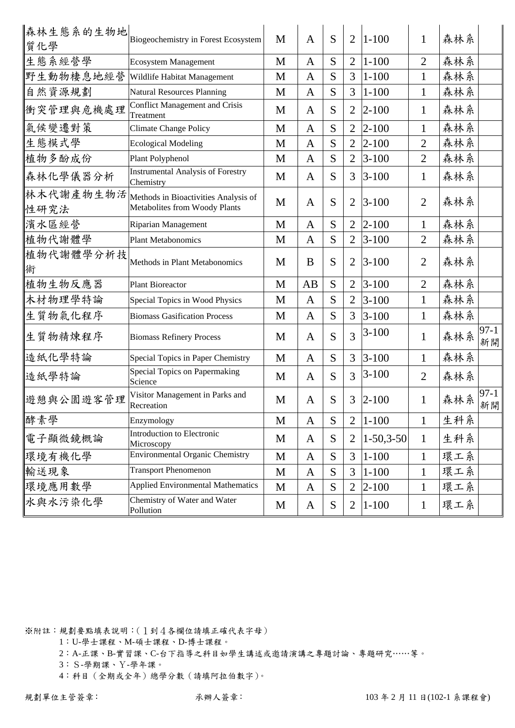| | | | | | | | | |
|---|---|---|---|---|---|---|---|---|
| 森林生態系的生物地質化學 | Biogeochemistry in Forest Ecosystem | M | A | S | 2 | 1-100 | 1 | 森林系 | |
| 生態系經營學 | Ecosystem Management | M | A | S | 2 | 1-100 | 2 | 森林系 | |
| 野生動物棲息地經營 | Wildlife Habitat Management | M | A | S | 3 | 1-100 | 1 | 森林系 | |
| 自然資源規劃 | Natural Resources Planning | M | A | S | 3 | 1-100 | 1 | 森林系 | |
| 衝突管理與危機處理 | Conflict Management and Crisis Treatment | M | A | S | 2 | 2-100 | 1 | 森林系 | |
| 氣候變遷對策 | Climate Change Policy | M | A | S | 2 | 2-100 | 1 | 森林系 | |
| 生態模式學 | Ecological Modeling | M | A | S | 2 | 2-100 | 2 | 森林系 | |
| 植物多酚成份 | Plant Polyphenol | M | A | S | 2 | 3-100 | 2 | 森林系 | |
| 森林化學儀器分析 | Instrumental Analysis of Forestry Chemistry | M | A | S | 3 | 3-100 | 1 | 森林系 | |
| 林木代謝產物生物活性研究法 | Methods in Bioactivities Analysis of Metabolites from Woody Plants | M | A | S | 2 | 3-100 | 2 | 森林系 | |
| 濱水區經營 | Riparian Management | M | A | S | 2 | 2-100 | 1 | 森林系 | |
| 植物代謝體學 | Plant Metabonomics | M | A | S | 2 | 3-100 | 2 | 森林系 | |
| 植物代謝體學分析技術 | Methods in Plant Metabonomics | M | B | S | 2 | 3-100 | 2 | 森林系 | |
| 植物生物反應器 | Plant Bioreactor | M | AB | S | 2 | 3-100 | 2 | 森林系 | |
| 木材物理學特論 | Special Topics in Wood Physics | M | A | S | 2 | 3-100 | 1 | 森林系 | |
| 生質物氣化程序 | Biomass Gasification Process | M | A | S | 3 | 3-100 | 1 | 森林系 | |
| 生質物精煉程序 | Biomass Refinery Process | M | A | S | 3 | 3-100 | 1 | 森林系 | 97-1 新開 |
| 造紙化學特論 | Special Topics in Paper Chemistry | M | A | S | 3 | 3-100 | 1 | 森林系 | |
| 造紙學特論 | Special Topics on Papermaking Science | M | A | S | 3 | 3-100 | 2 | 森林系 | |
| 遊憩與公園遊客管理 | Visitor Management in Parks and Recreation | M | A | S | 3 | 2-100 | 1 | 森林系 | 97-1 新開 |
| 酵素學 | Enzymology | M | A | S | 2 | 1-100 | 1 | 生科系 | |
| 電子顯微鏡概論 | Introduction to Electronic Microscopy | M | A | S | 2 | 1-50,3-50 | 1 | 生科系 | |
| 環境有機化學 | Environmental Organic Chemistry | M | A | S | 3 | 1-100 | 1 | 環工系 | |
| 輸送現象 | Transport Phenomenon | M | A | S | 3 | 1-100 | 1 | 環工系 | |
| 環境應用數學 | Applied Environmental Mathematics | M | A | S | 2 | 2-100 | 1 | 環工系 | |
| 水與水污染化學 | Chemistry of Water and Water Pollution | M | A | S | 2 | 1-100 | 1 | 環工系 | |

※附註：規劃要點填表說明：(１到４各欄位請填正確代表字母)

1：U-學士課程、M-碩士課程、D-博士課程。

2：A-正課、B-實習課、C-台下指導之科目如學生講述或邀請演講之專題討論、專題研究……等。

3：Ｓ-學期課、Ｙ-學年課。

4：科目（全期或全年）總學分數（請填阿拉伯數字）。

規劃單位主管簽章：　　　　　承辦人簽章：　　　　　103 年 2 月 11 日(102-1 系課程會)